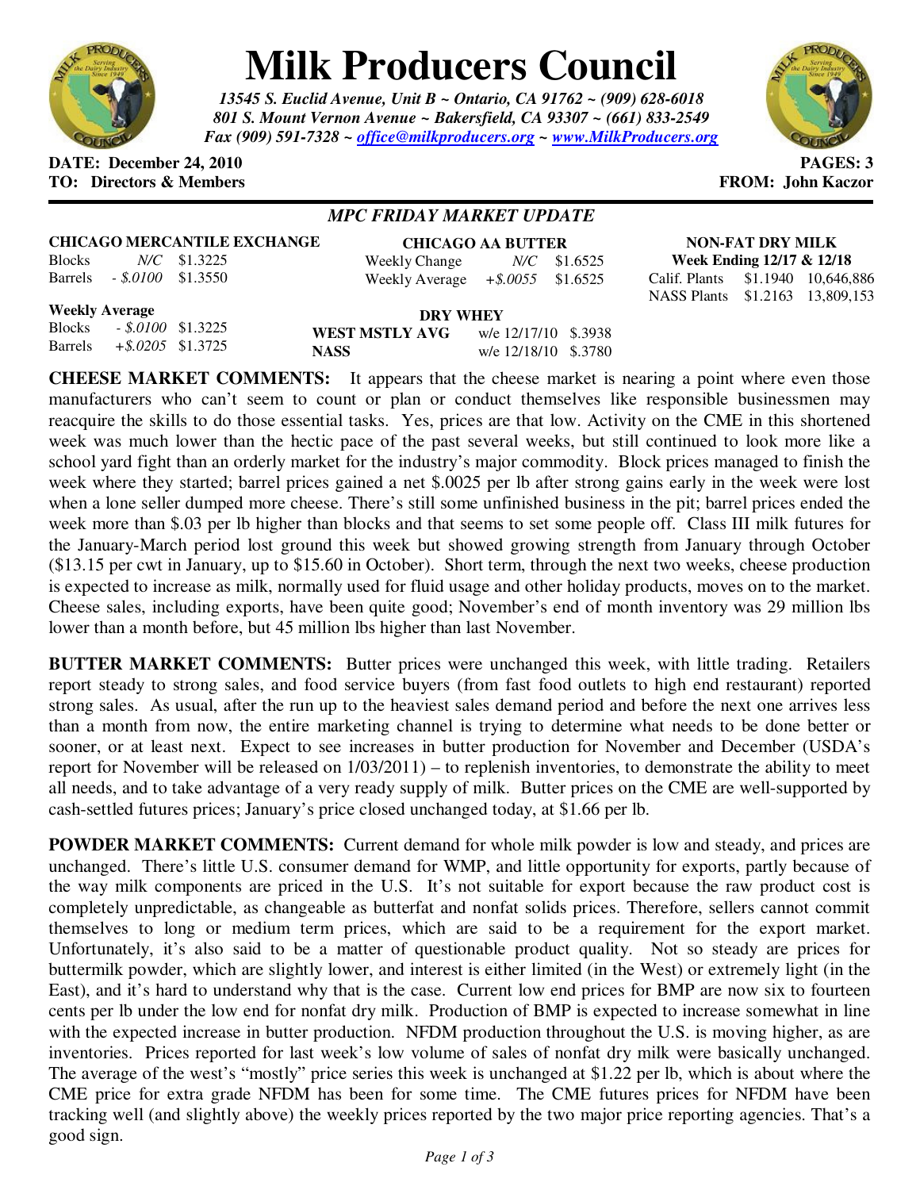# Milk Producers Council

***13545 S. Euclid Avenue, Unit B ~ Ontario, CA 91762 ~ (909) 628-6018***
***801 S. Mount Vernon Avenue ~ Bakersfield, CA 93307 ~ (661) 833-2549***
***Fax (909) 591-7328 ~ office@milkproducers.org ~ www.MilkProducers.org***

**DATE: December 24, 2010** | **PAGES: 3**
**TO: Directors & Members** | **FROM: John Kaczor**

## *MPC FRIDAY MARKET UPDATE*

**CHICAGO MERCANTILE EXCHANGE**

| | | |
|---|---|---|
| Blocks | *N/C* | $1.3225 |
| Barrels | *- $.0100* | $1.3550 |

**Weekly Average**

| | | |
|---|---|---|
| Blocks | *- $.0100* | $1.3225 |
| Barrels | *+$.0205* | $1.3725 |

**CHICAGO AA BUTTER**

| | | |
|---|---|---|
| Weekly Change | *N/C* | $1.6525 |
| Weekly Average | *+$.0055* | $1.6525 |

**DRY WHEY**

| | | |
|---|---|---|
| **WEST MSTLY AVG** | w/e 12/17/10 | $.3938 |
| **NASS** | w/e 12/18/10 | $.3780 |

**NON-FAT DRY MILK**
**Week Ending 12/17 & 12/18**

| | | |
|---|---|---|
| Calif. Plants | $1.1940 | 10,646,886 |
| NASS Plants | $1.2163 | 13,809,153 |

**CHEESE MARKET COMMENTS:** It appears that the cheese market is nearing a point where even those manufacturers who can't seem to count or plan or conduct themselves like responsible businessmen may reacquire the skills to do those essential tasks. Yes, prices are that low. Activity on the CME in this shortened week was much lower than the hectic pace of the past several weeks, but still continued to look more like a school yard fight than an orderly market for the industry's major commodity. Block prices managed to finish the week where they started; barrel prices gained a net $.0025 per lb after strong gains early in the week were lost when a lone seller dumped more cheese. There's still some unfinished business in the pit; barrel prices ended the week more than $.03 per lb higher than blocks and that seems to set some people off. Class III milk futures for the January-March period lost ground this week but showed growing strength from January through October ($13.15 per cwt in January, up to $15.60 in October). Short term, through the next two weeks, cheese production is expected to increase as milk, normally used for fluid usage and other holiday products, moves on to the market. Cheese sales, including exports, have been quite good; November's end of month inventory was 29 million lbs lower than a month before, but 45 million lbs higher than last November.

**BUTTER MARKET COMMENTS:** Butter prices were unchanged this week, with little trading. Retailers report steady to strong sales, and food service buyers (from fast food outlets to high end restaurant) reported strong sales. As usual, after the run up to the heaviest sales demand period and before the next one arrives less than a month from now, the entire marketing channel is trying to determine what needs to be done better or sooner, or at least next. Expect to see increases in butter production for November and December (USDA's report for November will be released on 1/03/2011) – to replenish inventories, to demonstrate the ability to meet all needs, and to take advantage of a very ready supply of milk. Butter prices on the CME are well-supported by cash-settled futures prices; January's price closed unchanged today, at $1.66 per lb.

**POWDER MARKET COMMENTS:** Current demand for whole milk powder is low and steady, and prices are unchanged. There's little U.S. consumer demand for WMP, and little opportunity for exports, partly because of the way milk components are priced in the U.S. It's not suitable for export because the raw product cost is completely unpredictable, as changeable as butterfat and nonfat solids prices. Therefore, sellers cannot commit themselves to long or medium term prices, which are said to be a requirement for the export market. Unfortunately, it's also said to be a matter of questionable product quality. Not so steady are prices for buttermilk powder, which are slightly lower, and interest is either limited (in the West) or extremely light (in the East), and it's hard to understand why that is the case. Current low end prices for BMP are now six to fourteen cents per lb under the low end for nonfat dry milk. Production of BMP is expected to increase somewhat in line with the expected increase in butter production. NFDM production throughout the U.S. is moving higher, as are inventories. Prices reported for last week's low volume of sales of nonfat dry milk were basically unchanged. The average of the west's "mostly" price series this week is unchanged at $1.22 per lb, which is about where the CME price for extra grade NFDM has been for some time. The CME futures prices for NFDM have been tracking well (and slightly above) the weekly prices reported by the two major price reporting agencies. That's a good sign.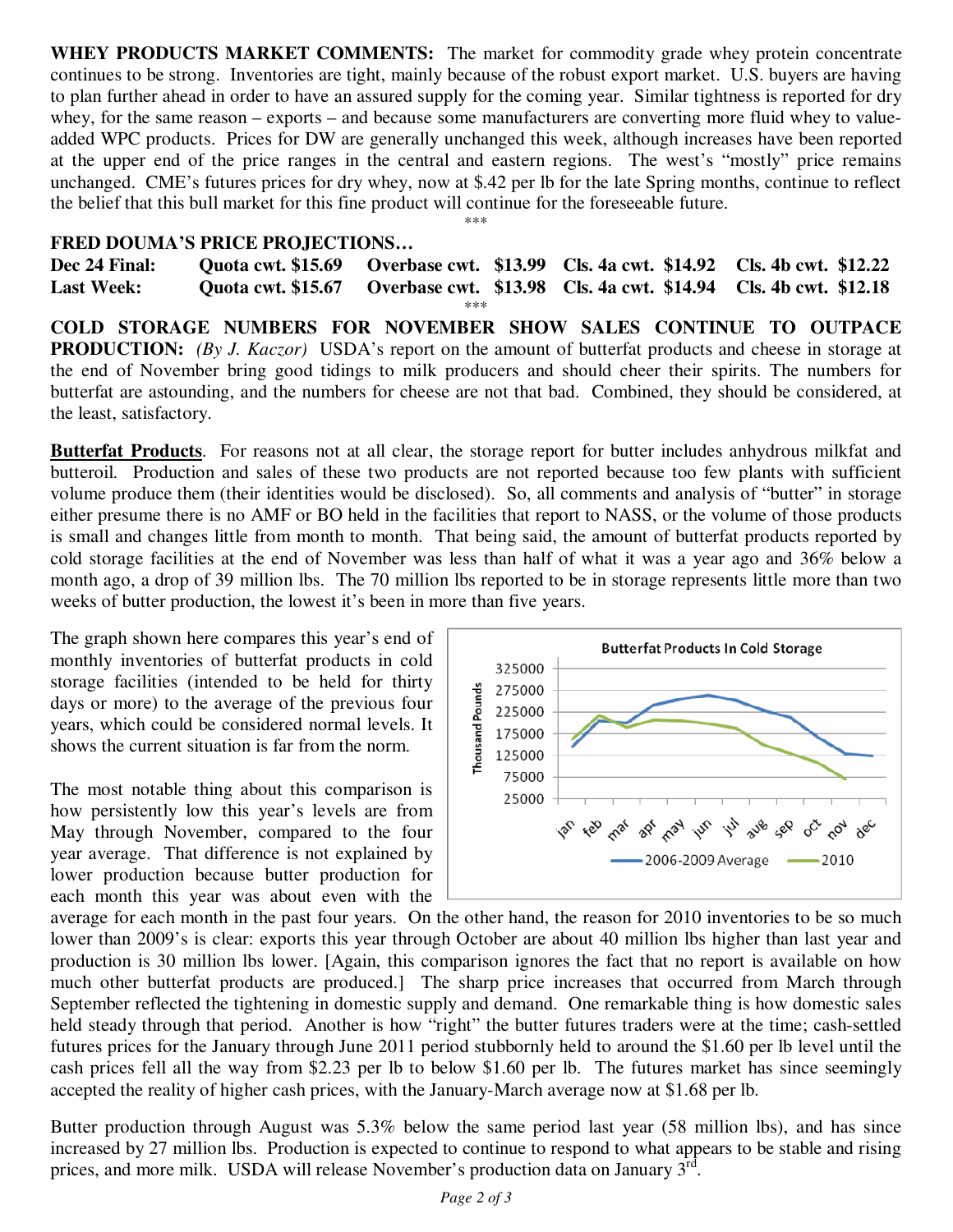**WHEY PRODUCTS MARKET COMMENTS:** The market for commodity grade whey protein concentrate continues to be strong. Inventories are tight, mainly because of the robust export market. U.S. buyers are having to plan further ahead in order to have an assured supply for the coming year. Similar tightness is reported for dry whey, for the same reason – exports – and because some manufacturers are converting more fluid whey to value-added WPC products. Prices for DW are generally unchanged this week, although increases have been reported at the upper end of the price ranges in the central and eastern regions. The west's "mostly" price remains unchanged. CME's futures prices for dry whey, now at $.42 per lb for the late Spring months, continue to reflect the belief that this bull market for this fine product will continue for the foreseeable future.

***

**FRED DOUMA'S PRICE PROJECTIONS…**

| | | | | |
|---|---|---|---|---|
| **Dec 24 Final:** | **Quota cwt. $15.69** | **Overbase cwt. $13.99** | **Cls. 4a cwt. $14.92** | **Cls. 4b cwt. $12.22** |
| **Last Week:** | **Quota cwt. $15.67** | **Overbase cwt. $13.98** | **Cls. 4a cwt. $14.94** | **Cls. 4b cwt. $12.18** |

***

**COLD STORAGE NUMBERS FOR NOVEMBER SHOW SALES CONTINUE TO OUTPACE PRODUCTION:** *(By J. Kaczor)* USDA's report on the amount of butterfat products and cheese in storage at the end of November bring good tidings to milk producers and should cheer their spirits. The numbers for butterfat are astounding, and the numbers for cheese are not that bad. Combined, they should be considered, at the least, satisfactory.

**Butterfat Products**. For reasons not at all clear, the storage report for butter includes anhydrous milkfat and butteroil. Production and sales of these two products are not reported because too few plants with sufficient volume produce them (their identities would be disclosed). So, all comments and analysis of "butter" in storage either presume there is no AMF or BO held in the facilities that report to NASS, or the volume of those products is small and changes little from month to month. That being said, the amount of butterfat products reported by cold storage facilities at the end of November was less than half of what it was a year ago and 36% below a month ago, a drop of 39 million lbs. The 70 million lbs reported to be in storage represents little more than two weeks of butter production, the lowest it's been in more than five years.

The graph shown here compares this year's end of monthly inventories of butterfat products in cold storage facilities (intended to be held for thirty days or more) to the average of the previous four years, which could be considered normal levels. It shows the current situation is far from the norm.

The most notable thing about this comparison is how persistently low this year's levels are from May through November, compared to the four year average. That difference is not explained by lower production because butter production for each month this year was about even with the average for each month in the past four years. On the other hand, the reason for 2010 inventories to be so much lower than 2009's is clear: exports this year through October are about 40 million lbs higher than last year and production is 30 million lbs lower. [Again, this comparison ignores the fact that no report is available on how much other butterfat products are produced.] The sharp price increases that occurred from March through September reflected the tightening in domestic supply and demand. One remarkable thing is how domestic sales held steady through that period. Another is how "right" the butter futures traders were at the time; cash-settled futures prices for the January through June 2011 period stubbornly held to around the $1.60 per lb level until the cash prices fell all the way from $2.23 per lb to below $1.60 per lb. The futures market has since seemingly accepted the reality of higher cash prices, with the January-March average now at $1.68 per lb.

Butter production through August was 5.3% below the same period last year (58 million lbs), and has since increased by 27 million lbs. Production is expected to continue to respond to what appears to be stable and rising prices, and more milk. USDA will release November's production data on January 3rd.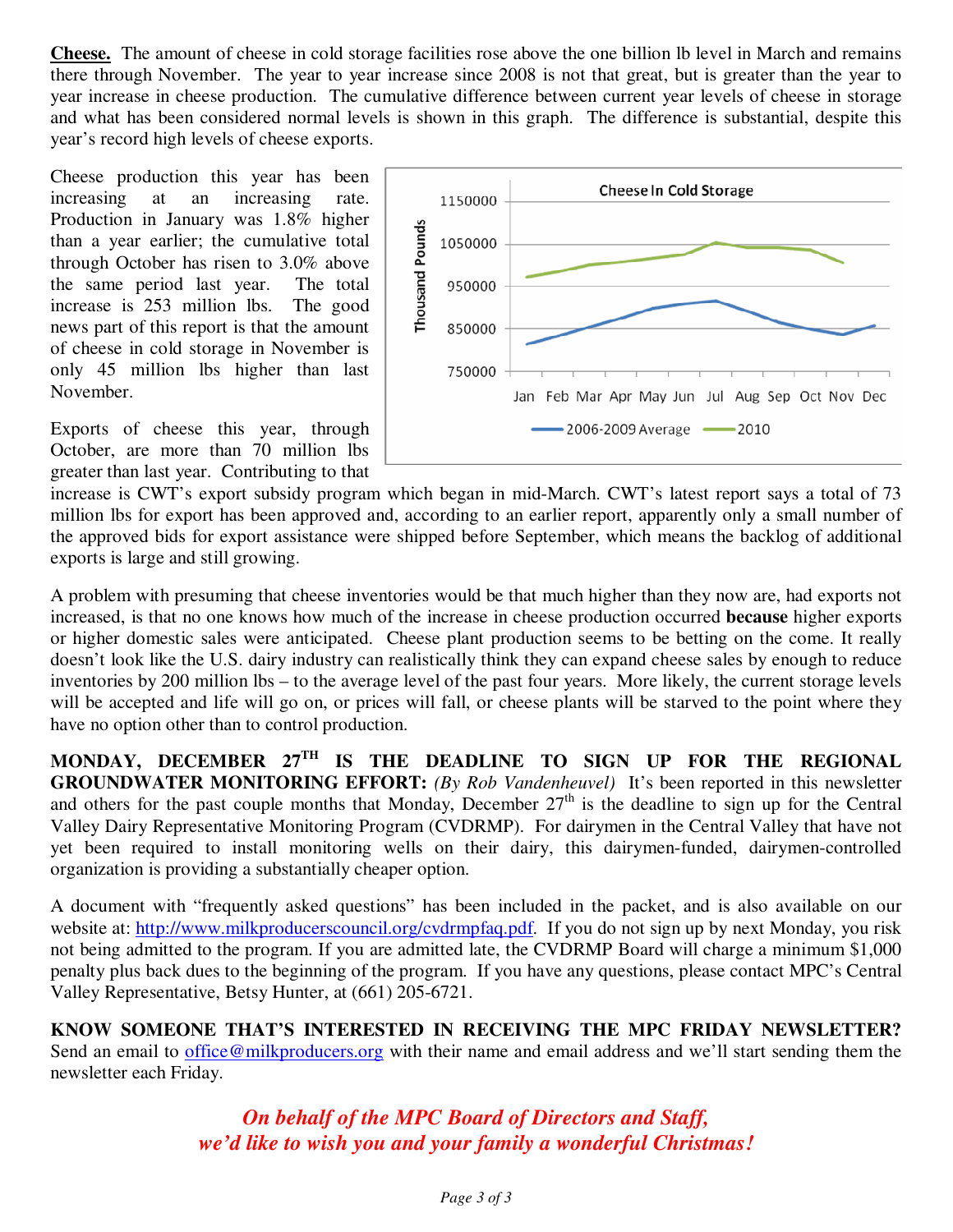**Cheese.** The amount of cheese in cold storage facilities rose above the one billion lb level in March and remains there through November. The year to year increase since 2008 is not that great, but is greater than the year to year increase in cheese production. The cumulative difference between current year levels of cheese in storage and what has been considered normal levels is shown in this graph. The difference is substantial, despite this year's record high levels of cheese exports.

Cheese production this year has been increasing at an increasing rate. Production in January was 1.8% higher than a year earlier; the cumulative total through October has risen to 3.0% above the same period last year. The total increase is 253 million lbs. The good news part of this report is that the amount of cheese in cold storage in November is only 45 million lbs higher than last November.

Cheese In Cold Storage

Thousand Pounds

1150000
1050000
950000
850000
750000

Jan Feb Mar Apr May Jun Jul Aug Sep Oct Nov Dec

2006-2009 Average
2010

Exports of cheese this year, through October, are more than 70 million lbs greater than last year. Contributing to that increase is CWT's export subsidy program which began in mid-March. CWT's latest report says a total of 73 million lbs for export has been approved and, according to an earlier report, apparently only a small number of the approved bids for export assistance were shipped before September, which means the backlog of additional exports is large and still growing.

A problem with presuming that cheese inventories would be that much higher than they now are, had exports not increased, is that no one knows how much of the increase in cheese production occurred **because** higher exports or higher domestic sales were anticipated. Cheese plant production seems to be betting on the come. It really doesn't look like the U.S. dairy industry can realistically think they can expand cheese sales by enough to reduce inventories by 200 million lbs – to the average level of the past four years. More likely, the current storage levels will be accepted and life will go on, or prices will fall, or cheese plants will be starved to the point where they have no option other than to control production.

**MONDAY, DECEMBER 27TH IS THE DEADLINE TO SIGN UP FOR THE REGIONAL GROUNDWATER MONITORING EFFORT:** *(By Rob Vandenheuvel)* It's been reported in this newsletter and others for the past couple months that Monday, December 27th is the deadline to sign up for the Central Valley Dairy Representative Monitoring Program (CVDRMP). For dairymen in the Central Valley that have not yet been required to install monitoring wells on their dairy, this dairymen-funded, dairymen-controlled organization is providing a substantially cheaper option.

A document with "frequently asked questions" has been included in the packet, and is also available on our website at: http://www.milkproducerscouncil.org/cvdrmpfaq.pdf. If you do not sign up by next Monday, you risk not being admitted to the program. If you are admitted late, the CVDRMP Board will charge a minimum $1,000 penalty plus back dues to the beginning of the program. If you have any questions, please contact MPC's Central Valley Representative, Betsy Hunter, at (661) 205-6721.

**KNOW SOMEONE THAT'S INTERESTED IN RECEIVING THE MPC FRIDAY NEWSLETTER?** Send an email to office@milkproducers.org with their name and email address and we'll start sending them the newsletter each Friday.

***On behalf of the MPC Board of Directors and Staff,***
***we'd like to wish you and your family a wonderful Christmas!***